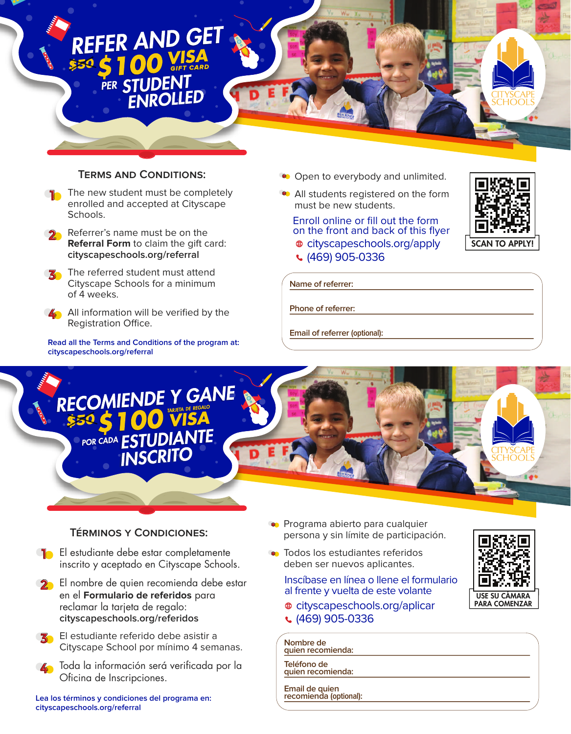# REFER AND GET ~~$50~~ $100 VISA GIFT CARD PER STUDENT ENROLLED

CITYSCAPE SCHOOLS

## Terms and Conditions:

1. The new student must be completely enrolled and accepted at Cityscape Schools.
2. Referrer's name must be on the **Referral Form** to claim the gift card: **cityscapeschools.org/referral**
3. The referred student must attend Cityscape Schools for a minimum of 4 weeks.
4. All information will be verified by the Registration Office.

Read all the Terms and Conditions of the program at: cityscapeschools.org/referral

- Open to everybody and unlimited.
- All students registered on the form must be new students.

Enroll online or fill out the form on the front and back of this flyer

- cityscapeschools.org/apply
- (469) 905-0336

SCAN TO APPLY!

Name of referrer:

Phone of referrer:

Email of referrer (optional):

# RECOMIENDE Y GANE ~~$50~~ $100 VISA TARJETA DE REGALO POR CADA ESTUDIANTE INSCRITO

CITYSCAPE SCHOOLS

## Términos y Condiciones:

1. El estudiante debe estar completamente inscrito y aceptado en Cityscape Schools.
2. El nombre de quien recomienda debe estar en el **Formulario de referidos** para reclamar la tarjeta de regalo: **cityscapeschools.org/referidos**
3. El estudiante referido debe asistir a Cityscape School por mínimo 4 semanas.
4. Toda la información será verificada por la Oficina de Inscripciones.

Lea los términos y condiciones del programa en: cityscapeschools.org/referral

- Programa abierto para cualquier persona y sin límite de participación.
- Todos los estudiantes referidos deben ser nuevos aplicantes.

Inscíbase en línea o llene el formulario al frente y vuelta de este volante

- cityscapeschools.org/aplicar
- (469) 905-0336

USE SU CÁMARA PARA COMENZAR

Nombre de quien recomienda:

Teléfono de quien recomienda:

Email de quien recomienda (optional):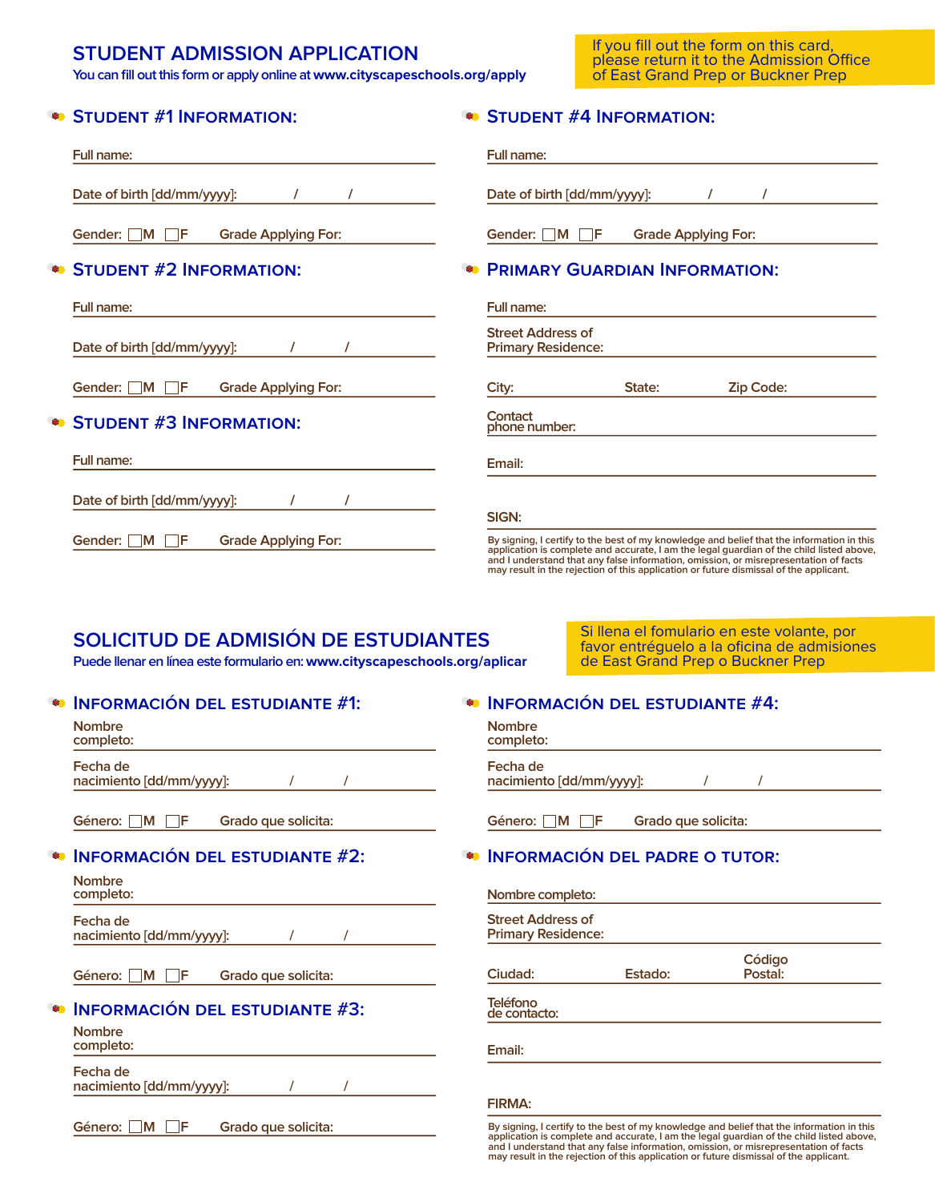## STUDENT ADMISSION APPLICATION

You can fill out this form or apply online at **www.cityscapeschools.org/apply**

If you fill out the form on this card, please return it to the Admission Office of East Grand Prep or Buckner Prep

### Student #1 Information:

Full name:

Date of birth [dd/mm/yyyy]: / /

Gender: ☐M ☐F Grade Applying For:

### Student #2 Information:

Full name:

Date of birth [dd/mm/yyyy]: / /

Gender: ☐M ☐F Grade Applying For:

### Student #3 Information:

Full name:

Date of birth [dd/mm/yyyy]: / /

Gender: ☐M ☐F Grade Applying For:

### Student #4 Information:

Full name:

Date of birth [dd/mm/yyyy]: / /

Gender: ☐M ☐F Grade Applying For:

### Primary Guardian Information:

Full name:

Street Address of Primary Residence:

City: State: Zip Code:

Contact phone number:

Email:

SIGN:

By signing, I certify to the best of my knowledge and belief that the information in this application is complete and accurate, I am the legal guardian of the child listed above, and I understand that any false information, omission, or misrepresentation of facts may result in the rejection of this application or future dismissal of the applicant.

## SOLICITUD DE ADMISIÓN DE ESTUDIANTES

Puede llenar en línea este formulario en: **www.cityscapeschools.org/aplicar**

Si llena el fomulario en este volante, por favor entréguelo a la oficina de admisiones de East Grand Prep o Buckner Prep

### Información del estudiante #1:

Nombre completo:

Fecha de nacimiento [dd/mm/yyyy]: / /

Género: ☐M ☐F Grado que solicita:

### Información del estudiante #2:

Nombre completo:

Fecha de nacimiento [dd/mm/yyyy]: / /

Género: ☐M ☐F Grado que solicita:

### Información del estudiante #3:

Nombre completo:

Fecha de nacimiento [dd/mm/yyyy]: / /

Género: ☐M ☐F Grado que solicita:

### Información del estudiante #4:

Nombre completo:

Fecha de nacimiento [dd/mm/yyyy]: / /

Género: ☐M ☐F Grado que solicita:

### Información del padre o tutor:

Nombre completo:

Street Address of Primary Residence:

Ciudad: Estado: Código Postal:

Teléfono de contacto:

Email:

FIRMA:

By signing, I certify to the best of my knowledge and belief that the information in this application is complete and accurate, I am the legal guardian of the child listed above, and I understand that any false information, omission, or misrepresentation of facts may result in the rejection of this application or future dismissal of the applicant.